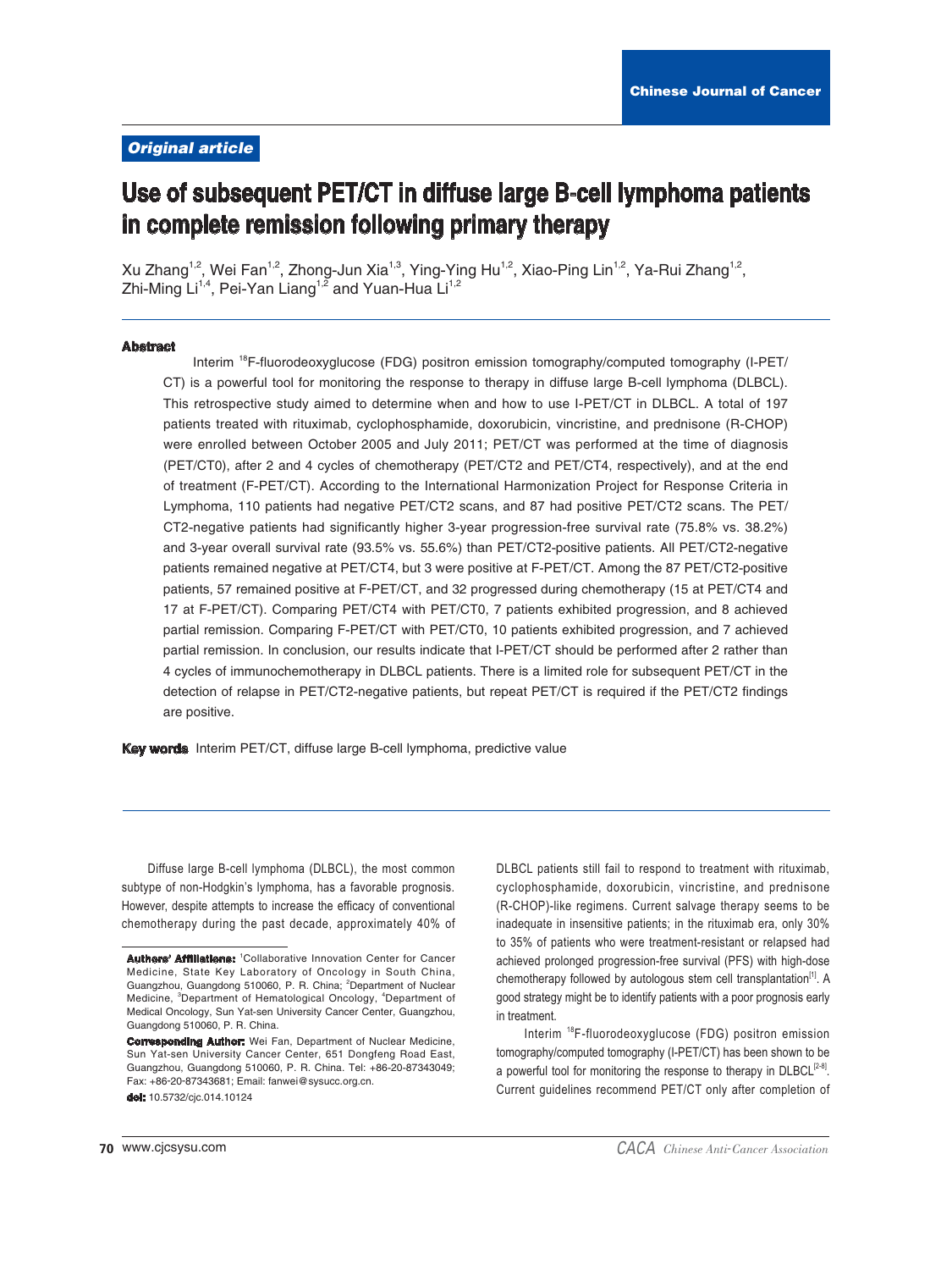**Original article**

# Use of subsequent PET/CT in diffuse large B-cell lymphoma patients in complete remission following primary therapy

Xu Zhang[1,2], Wei Fan[1,2], Zhong-Jun Xia[1,3], Ying-Ying Hu[1,2], Xiao-Ping Lin[1,2], Ya-Rui Zhang[1,2], Zhi-Ming Li[1,4], Pei-Yan Liang[1,2] and Yuan-Hua Li[1,2]

## Abstract

Interim $^{18}$F-fluorodeoxyglucose (FDG) positron emission tomography/computed tomography (I-PET/CT) is a powerful tool for monitoring the response to therapy in diffuse large B-cell lymphoma (DLBCL). This retrospective study aimed to determine when and how to use I-PET/CT in DLBCL. A total of 197 patients treated with rituximab, cyclophosphamide, doxorubicin, vincristine, and prednisone (R-CHOP) were enrolled between October 2005 and July 2011; PET/CT was performed at the time of diagnosis (PET/CT0), after 2 and 4 cycles of chemotherapy (PET/CT2 and PET/CT4, respectively), and at the end of treatment (F-PET/CT). According to the International Harmonization Project for Response Criteria in Lymphoma, 110 patients had negative PET/CT2 scans, and 87 had positive PET/CT2 scans. The PET/CT2-negative patients had significantly higher 3-year progression-free survival rate (75.8% vs. 38.2%) and 3-year overall survival rate (93.5% vs. 55.6%) than PET/CT2-positive patients. All PET/CT2-negative patients remained negative at PET/CT4, but 3 were positive at F-PET/CT. Among the 87 PET/CT2-positive patients, 57 remained positive at F-PET/CT, and 32 progressed during chemotherapy (15 at PET/CT4 and 17 at F-PET/CT). Comparing PET/CT4 with PET/CT0, 7 patients exhibited progression, and 8 achieved partial remission. Comparing F-PET/CT with PET/CT0, 10 patients exhibited progression, and 7 achieved partial remission. In conclusion, our results indicate that I-PET/CT should be performed after 2 rather than 4 cycles of immunochemotherapy in DLBCL patients. There is a limited role for subsequent PET/CT in the detection of relapse in PET/CT2-negative patients, but repeat PET/CT is required if the PET/CT2 findings are positive.

**Key words** Interim PET/CT, diffuse large B-cell lymphoma, predictive value

Diffuse large B-cell lymphoma (DLBCL), the most common subtype of non-Hodgkin's lymphoma, has a favorable prognosis. However, despite attempts to increase the efficacy of conventional chemotherapy during the past decade, approximately 40% of DLBCL patients still fail to respond to treatment with rituximab, cyclophosphamide, doxorubicin, vincristine, and prednisone (R-CHOP)-like regimens. Current salvage therapy seems to be inadequate in insensitive patients; in the rituximab era, only 30% to 35% of patients who were treatment-resistant or relapsed had achieved prolonged progression-free survival (PFS) with high-dose chemotherapy followed by autologous stem cell transplantation[1]. A good strategy might be to identify patients with a poor prognosis early in treatment.

Interim $^{18}$F-fluorodeoxyglucose (FDG) positron emission tomography/computed tomography (I-PET/CT) has been shown to be a powerful tool for monitoring the response to therapy in DLBCL[2-8]. Current guidelines recommend PET/CT only after completion of

**Authors' Affiliations:** [1]Collaborative Innovation Center for Cancer Medicine, State Key Laboratory of Oncology in South China, Guangzhou, Guangdong 510060, P. R. China; [2]Department of Nuclear Medicine, [3]Department of Hematological Oncology, [4]Department of Medical Oncology, Sun Yat-sen University Cancer Center, Guangzhou, Guangdong 510060, P. R. China.

**Corresponding Author:** Wei Fan, Department of Nuclear Medicine, Sun Yat-sen University Cancer Center, 651 Dongfeng Road East, Guangzhou, Guangdong 510060, P. R. China. Tel: +86-20-87343049; Fax: +86-20-87343681; Email: fanwei@sysucc.org.cn.

**doi:** 10.5732/cjc.014.10124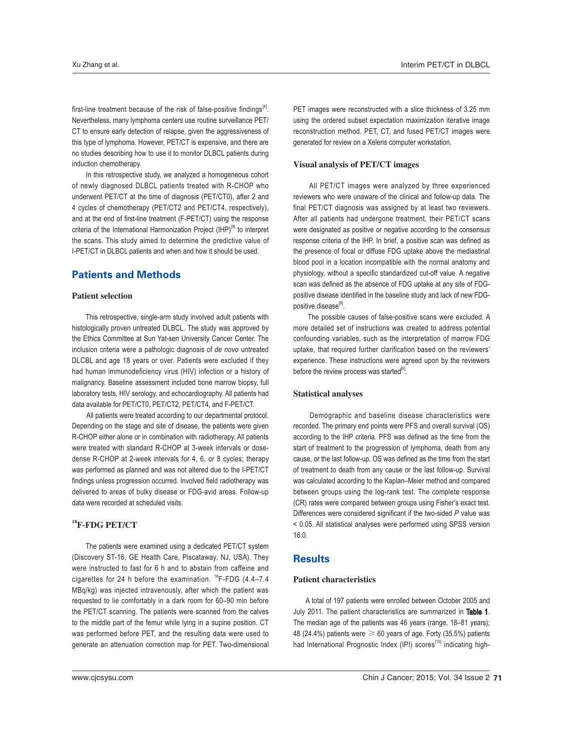first-line treatment because of the risk of false-positive findings[4]. Nevertheless, many lymphoma centers use routine surveillance PET/CT to ensure early detection of relapse, given the aggressiveness of this type of lymphoma. However, PET/CT is expensive, and there are no studies describing how to use it to monitor DLBCL patients during induction chemotherapy.

In this retrospective study, we analyzed a homogeneous cohort of newly diagnosed DLBCL patients treated with R-CHOP who underwent PET/CT at the time of diagnosis (PET/CT0), after 2 and 4 cycles of chemotherapy (PET/CT2 and PET/CT4, respectively), and at the end of first-line treatment (F-PET/CT) using the response criteria of the International Harmonization Project (IHP)[9] to interpret the scans. This study aimed to determine the predictive value of I-PET/CT in DLBCL patients and when and how it should be used.

## Patients and Methods

### Patient selection

This retrospective, single-arm study involved adult patients with histologically proven untreated DLBCL. The study was approved by the Ethics Committee at Sun Yat-sen University Cancer Center. The inclusion criteria were a pathologic diagnosis of *de novo* untreated DLCBL and age 18 years or over. Patients were excluded if they had human immunodeficiency virus (HIV) infection or a history of malignancy. Baseline assessment included bone marrow biopsy, full laboratory tests, HIV serology, and echocardiography. All patients had data available for PET/CT0, PET/CT2, PET/CT4, and F-PET/CT.

All patients were treated according to our departmental protocol. Depending on the stage and site of disease, the patients were given R-CHOP either alone or in combination with radiotherapy. All patients were treated with standard R-CHOP at 3-week intervals or dose-dense R-CHOP at 2-week intervals for 4, 6, or 8 cycles; therapy was performed as planned and was not altered due to the I-PET/CT findings unless progression occurred. Involved field radiotherapy was delivered to areas of bulky disease or FDG-avid areas. Follow-up data were recorded at scheduled visits.

### $^{18}$F-FDG PET/CT

The patients were examined using a dedicated PET/CT system (Discovery ST-16, GE Health Care, Piscataway, NJ, USA). They were instructed to fast for 6 h and to abstain from caffeine and cigarettes for 24 h before the examination. $^{18}$F-FDG (4.4–7.4 MBq/kg) was injected intravenously, after which the patient was requested to lie comfortably in a dark room for 60–90 min before the PET/CT scanning. The patients were scanned from the calves to the middle part of the femur while lying in a supine position. CT was performed before PET, and the resulting data were used to generate an attenuation correction map for PET. Two-dimensional PET images were reconstructed with a slice thickness of 3.25 mm using the ordered subset expectation maximization iterative image reconstruction method. PET, CT, and fused PET/CT images were generated for review on a Xeleris computer workstation.

### Visual analysis of PET/CT images

All PET/CT images were analyzed by three experienced reviewers who were unaware of the clinical and follow-up data. The final PET/CT diagnosis was assigned by at least two reviewers. After all patients had undergone treatment, their PET/CT scans were designated as positive or negative according to the consensus response criteria of the IHP. In brief, a positive scan was defined as the presence of focal or diffuse FDG uptake above the mediastinal blood pool in a location incompatible with the normal anatomy and physiology, without a specific standardized cut-off value. A negative scan was defined as the absence of FDG uptake at any site of FDG-positive disease identified in the baseline study and lack of new FDG-positive disease[9].

The possible causes of false-positive scans were excluded. A more detailed set of instructions was created to address potential confounding variables, such as the interpretation of marrow FDG uptake, that required further clarification based on the reviewers' experience. These instructions were agreed upon by the reviewers before the review process was started[9].

### Statistical analyses

Demographic and baseline disease characteristics were recorded. The primary end points were PFS and overall survival (OS) according to the IHP criteria. PFS was defined as the time from the start of treatment to the progression of lymphoma, death from any cause, or the last follow-up. OS was defined as the time from the start of treatment to death from any cause or the last follow-up. Survival was calculated according to the Kaplan–Meier method and compared between groups using the log-rank test. The complete response (CR) rates were compared between groups using Fisher's exact test. Differences were considered significant if the two-sided $P$ value was $< 0.05$. All statistical analyses were performed using SPSS version 16.0.

## Results

### Patient characteristics

A total of 197 patients were enrolled between October 2005 and July 2011. The patient characteristics are summarized in **Table 1**. The median age of the patients was 46 years (range, 18–81 years); 48 (24.4%) patients were $\geqslant$ 60 years of age. Forty (35.5%) patients had International Prognostic Index (IPI) scores[10] indicating high-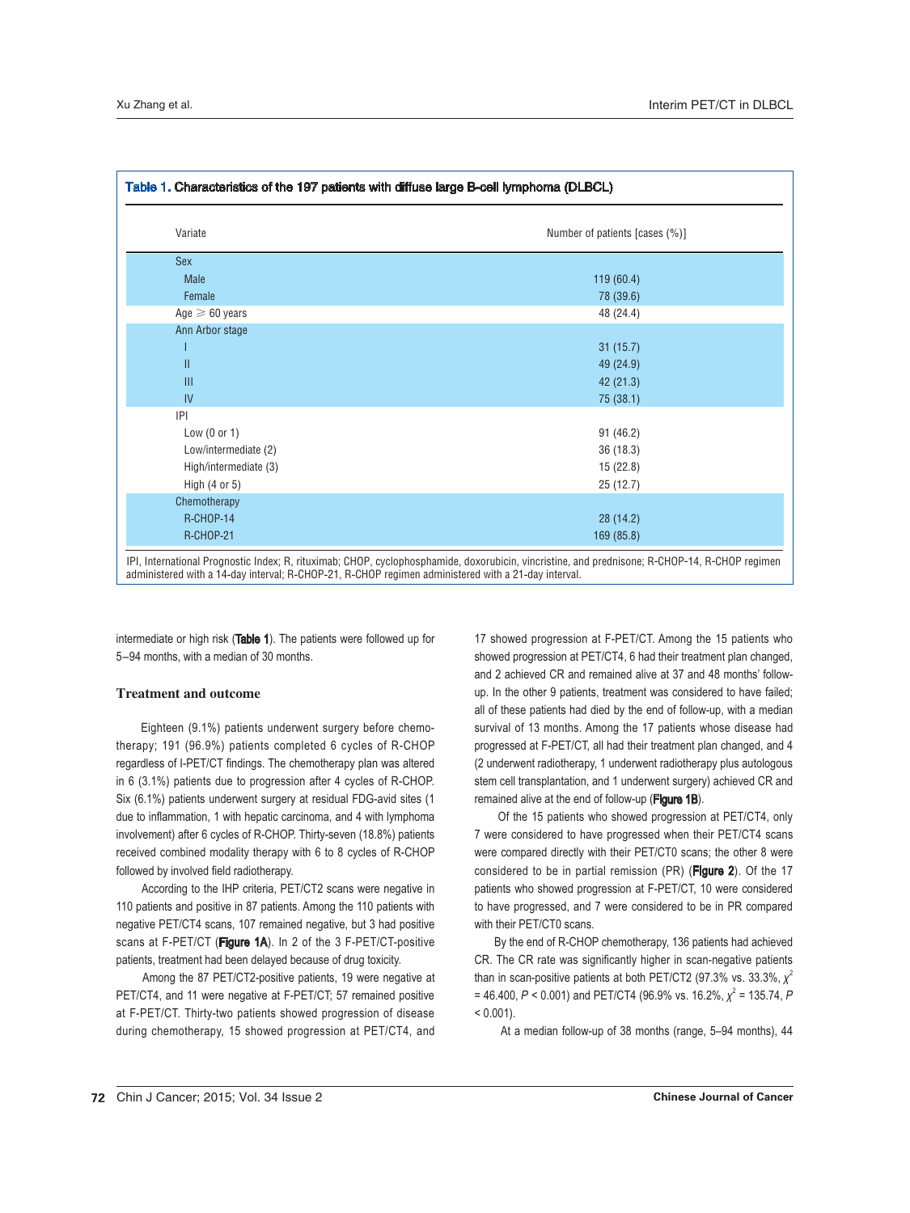**Table 1. Characteristics of the 197 patients with diffuse large B-cell lymphoma (DLBCL)**

| Variate | Number of patients [cases (%)] |
|---|---|
| Sex | |
| Male | 119 (60.4) |
| Female | 78 (39.6) |
| Age ≥ 60 years | 48 (24.4) |
| Ann Arbor stage | |
| I | 31 (15.7) |
| II | 49 (24.9) |
| III | 42 (21.3) |
| IV | 75 (38.1) |
| IPI | |
| Low (0 or 1) | 91 (46.2) |
| Low/intermediate (2) | 36 (18.3) |
| High/intermediate (3) | 15 (22.8) |
| High (4 or 5) | 25 (12.7) |
| Chemotherapy | |
| R-CHOP-14 | 28 (14.2) |
| R-CHOP-21 | 169 (85.8) |

IPI, International Prognostic Index; R, rituximab; CHOP, cyclophosphamide, doxorubicin, vincristine, and prednisone; R-CHOP-14, R-CHOP regimen administered with a 14-day interval; R-CHOP-21, R-CHOP regimen administered with a 21-day interval.

intermediate or high risk (**Table 1**). The patients were followed up for 5–94 months, with a median of 30 months.

### Treatment and outcome

Eighteen (9.1%) patients underwent surgery before chemotherapy; 191 (96.9%) patients completed 6 cycles of R-CHOP regardless of I-PET/CT findings. The chemotherapy plan was altered in 6 (3.1%) patients due to progression after 4 cycles of R-CHOP. Six (6.1%) patients underwent surgery at residual FDG-avid sites (1 due to inflammation, 1 with hepatic carcinoma, and 4 with lymphoma involvement) after 6 cycles of R-CHOP. Thirty-seven (18.8%) patients received combined modality therapy with 6 to 8 cycles of R-CHOP followed by involved field radiotherapy.

According to the IHP criteria, PET/CT2 scans were negative in 110 patients and positive in 87 patients. Among the 110 patients with negative PET/CT4 scans, 107 remained negative, but 3 had positive scans at F-PET/CT (**Figure 1A**). In 2 of the 3 F-PET/CT-positive patients, treatment had been delayed because of drug toxicity.

Among the 87 PET/CT2-positive patients, 19 were negative at PET/CT4, and 11 were negative at F-PET/CT; 57 remained positive at F-PET/CT. Thirty-two patients showed progression of disease during chemotherapy, 15 showed progression at PET/CT4, and 17 showed progression at F-PET/CT. Among the 15 patients who showed progression at PET/CT4, 6 had their treatment plan changed, and 2 achieved CR and remained alive at 37 and 48 months' follow-up. In the other 9 patients, treatment was considered to have failed; all of these patients had died by the end of follow-up, with a median survival of 13 months. Among the 17 patients whose disease had progressed at F-PET/CT, all had their treatment plan changed, and 4 (2 underwent radiotherapy, 1 underwent radiotherapy plus autologous stem cell transplantation, and 1 underwent surgery) achieved CR and remained alive at the end of follow-up (**Figure 1B**).

Of the 15 patients who showed progression at PET/CT4, only 7 were considered to have progressed when their PET/CT4 scans were compared directly with their PET/CT0 scans; the other 8 were considered to be in partial remission (PR) (**Figure 2**). Of the 17 patients who showed progression at F-PET/CT, 10 were considered to have progressed, and 7 were considered to be in PR compared with their PET/CT0 scans.

By the end of R-CHOP chemotherapy, 136 patients had achieved CR. The CR rate was significantly higher in scan-negative patients than in scan-positive patients at both PET/CT2 (97.3% vs. 33.3%, $\chi^2 = 46.400$, $P < 0.001$) and PET/CT4 (96.9% vs. 16.2%, $\chi^2 = 135.74$, $P < 0.001$).

At a median follow-up of 38 months (range, 5–94 months), 44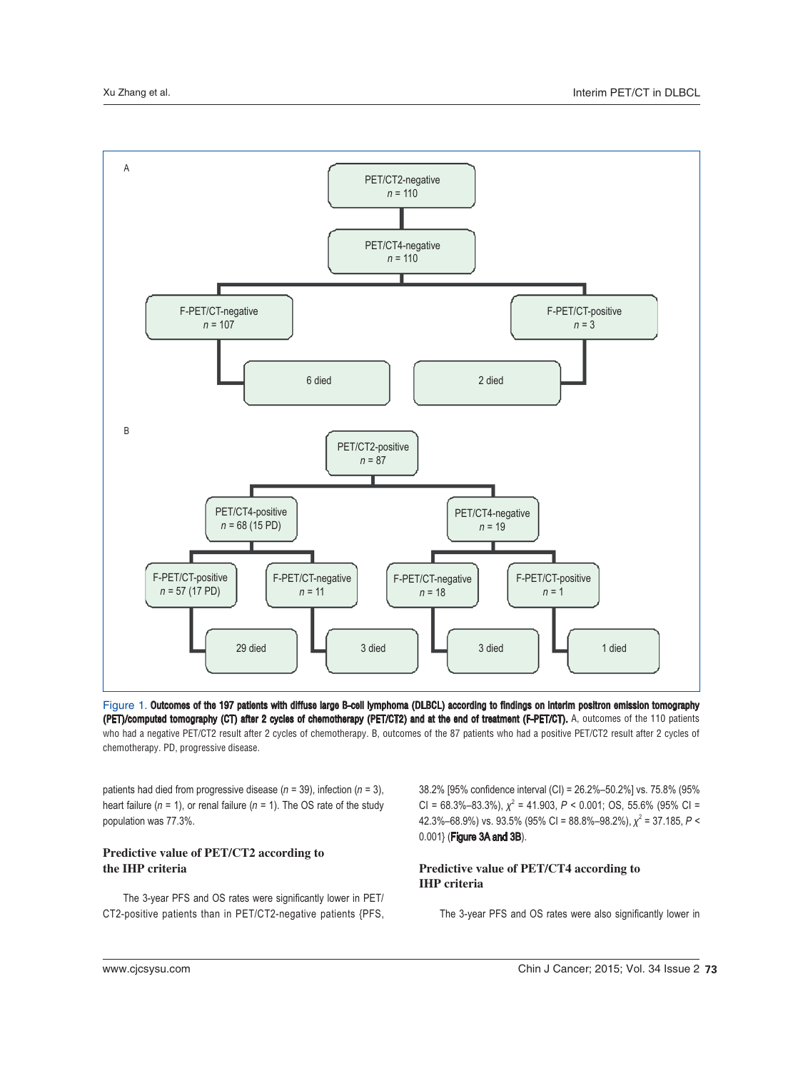A

- PET/CT2-negative, $n$ = 110
  - PET/CT4-negative, $n$ = 110
    - F-PET/CT-negative, $n$ = 107
      - 6 died
    - F-PET/CT-positive, $n$ = 3
      - 2 died

B

- PET/CT2-positive, $n$ = 87
  - PET/CT4-positive, $n$ = 68 (15 PD)
    - F-PET/CT-positive, $n$ = 57 (17 PD)
      - 29 died
    - F-PET/CT-negative, $n$ = 11
      - 3 died
  - PET/CT4-negative, $n$ = 19
    - F-PET/CT-negative, $n$ = 18
      - 3 died
    - F-PET/CT-positive, $n$ = 1
      - 1 died

Figure 1. **Outcomes of the 197 patients with diffuse large B-cell lymphoma (DLBCL) according to findings on interim positron emission tomography (PET)/computed tomography (CT) after 2 cycles of chemotherapy (PET/CT2) and at the end of treatment (F-PET/CT).** A, outcomes of the 110 patients who had a negative PET/CT2 result after 2 cycles of chemotherapy. B, outcomes of the 87 patients who had a positive PET/CT2 result after 2 cycles of chemotherapy. PD, progressive disease.

patients had died from progressive disease ($n$ = 39), infection ($n$ = 3), heart failure ($n$ = 1), or renal failure ($n$ = 1). The OS rate of the study population was 77.3%.

### Predictive value of PET/CT2 according to the IHP criteria

The 3-year PFS and OS rates were significantly lower in PET/CT2-positive patients than in PET/CT2-negative patients {PFS, 38.2% [95% confidence interval (CI) = 26.2%–50.2%] vs. 75.8% (95% CI = 68.3%–83.3%), $\chi^2$ = 41.903, $P$ < 0.001; OS, 55.6% (95% CI = 42.3%–68.9%) vs. 93.5% (95% CI = 88.8%–98.2%), $\chi^2$ = 37.185, $P$ < 0.001} (**Figure 3A and 3B**).

### Predictive value of PET/CT4 according to IHP criteria

The 3-year PFS and OS rates were also significantly lower in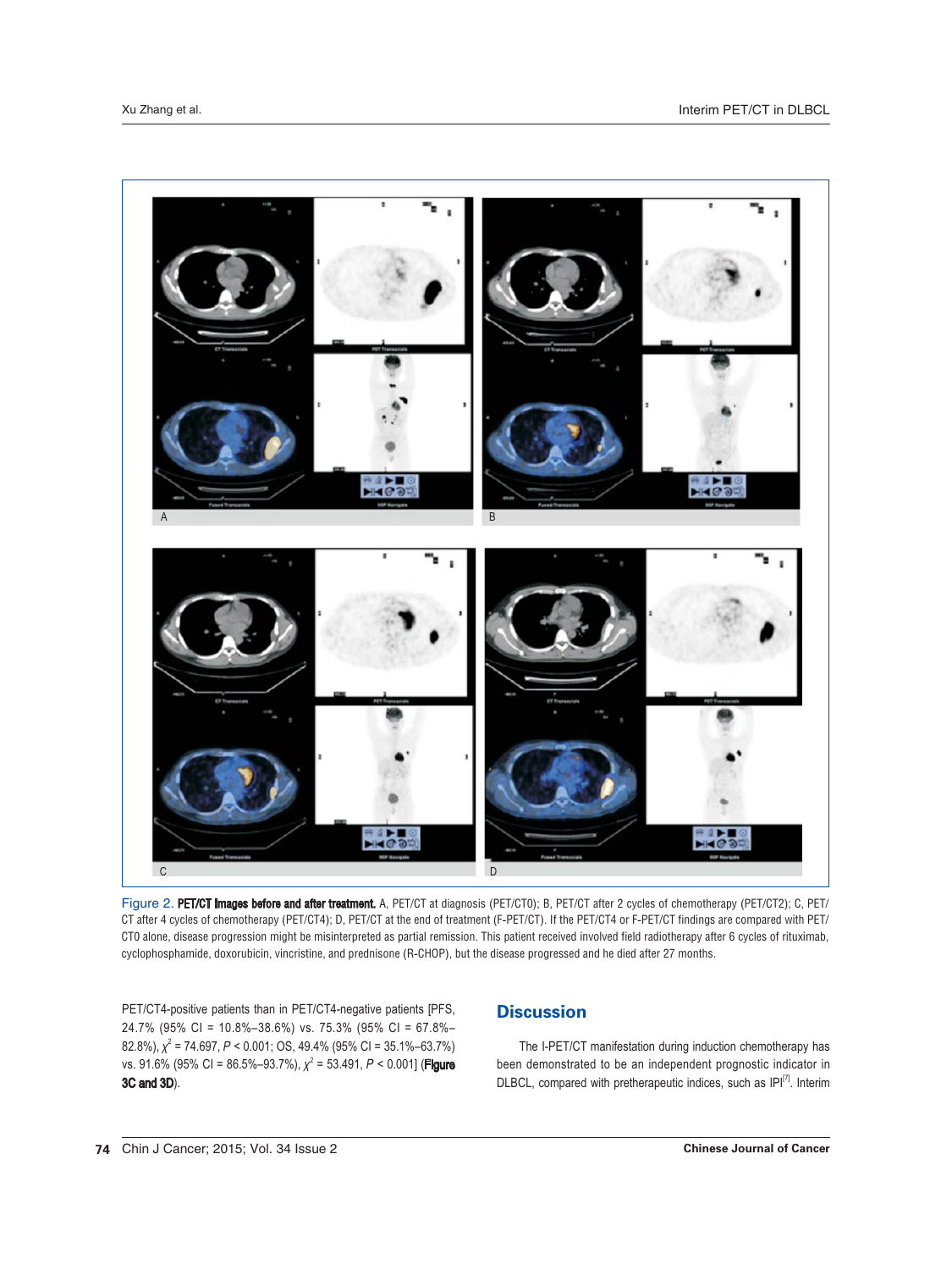Figure 2. **PET/CT images before and after treatment.** A, PET/CT at diagnosis (PET/CT0); B, PET/CT after 2 cycles of chemotherapy (PET/CT2); C, PET/CT after 4 cycles of chemotherapy (PET/CT4); D, PET/CT at the end of treatment (F-PET/CT). If the PET/CT4 or F-PET/CT findings are compared with PET/CT0 alone, disease progression might be misinterpreted as partial remission. This patient received involved field radiotherapy after 6 cycles of rituximab, cyclophosphamide, doxorubicin, vincristine, and prednisone (R-CHOP), but the disease progressed and he died after 27 months.

PET/CT4-positive patients than in PET/CT4-negative patients [PFS, 24.7% (95% CI = 10.8%–38.6%) vs. 75.3% (95% CI = 67.8%–82.8%), $\chi^2$ = 74.697, $P$ < 0.001; OS, 49.4% (95% CI = 35.1%–63.7%) vs. 91.6% (95% CI = 86.5%–93.7%), $\chi^2$ = 53.491, $P$ < 0.001] (**Figure 3C and 3D**).

## Discussion

The I-PET/CT manifestation during induction chemotherapy has been demonstrated to be an independent prognostic indicator in DLBCL, compared with pretherapeutic indices, such as IPI[7]. Interim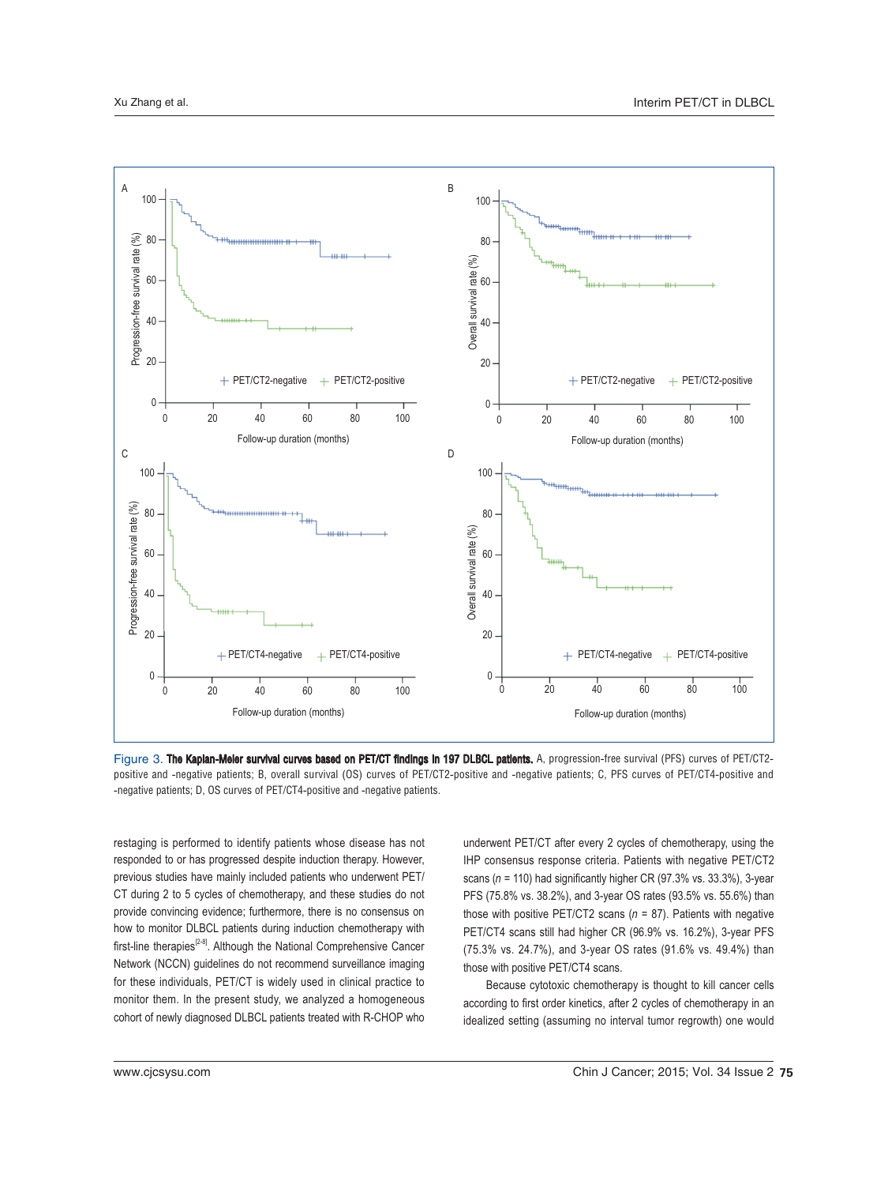Figure 3. **The Kaplan-Meier survival curves based on PET/CT findings in 197 DLBCL patients.** A, progression-free survival (PFS) curves of PET/CT2-positive and -negative patients; B, overall survival (OS) curves of PET/CT2-positive and -negative patients; C, PFS curves of PET/CT4-positive and -negative patients; D, OS curves of PET/CT4-positive and -negative patients.

restaging is performed to identify patients whose disease has not responded to or has progressed despite induction therapy. However, previous studies have mainly included patients who underwent PET/CT during 2 to 5 cycles of chemotherapy, and these studies do not provide convincing evidence; furthermore, there is no consensus on how to monitor DLBCL patients during induction chemotherapy with first-line therapies[2-8]. Although the National Comprehensive Cancer Network (NCCN) guidelines do not recommend surveillance imaging for these individuals, PET/CT is widely used in clinical practice to monitor them. In the present study, we analyzed a homogeneous cohort of newly diagnosed DLBCL patients treated with R-CHOP who underwent PET/CT after every 2 cycles of chemotherapy, using the IHP consensus response criteria. Patients with negative PET/CT2 scans (*n* = 110) had significantly higher CR (97.3% vs. 33.3%), 3-year PFS (75.8% vs. 38.2%), and 3-year OS rates (93.5% vs. 55.6%) than those with positive PET/CT2 scans (*n* = 87). Patients with negative PET/CT4 scans still had higher CR (96.9% vs. 16.2%), 3-year PFS (75.3% vs. 24.7%), and 3-year OS rates (91.6% vs. 49.4%) than those with positive PET/CT4 scans.

Because cytotoxic chemotherapy is thought to kill cancer cells according to first order kinetics, after 2 cycles of chemotherapy in an idealized setting (assuming no interval tumor regrowth) one would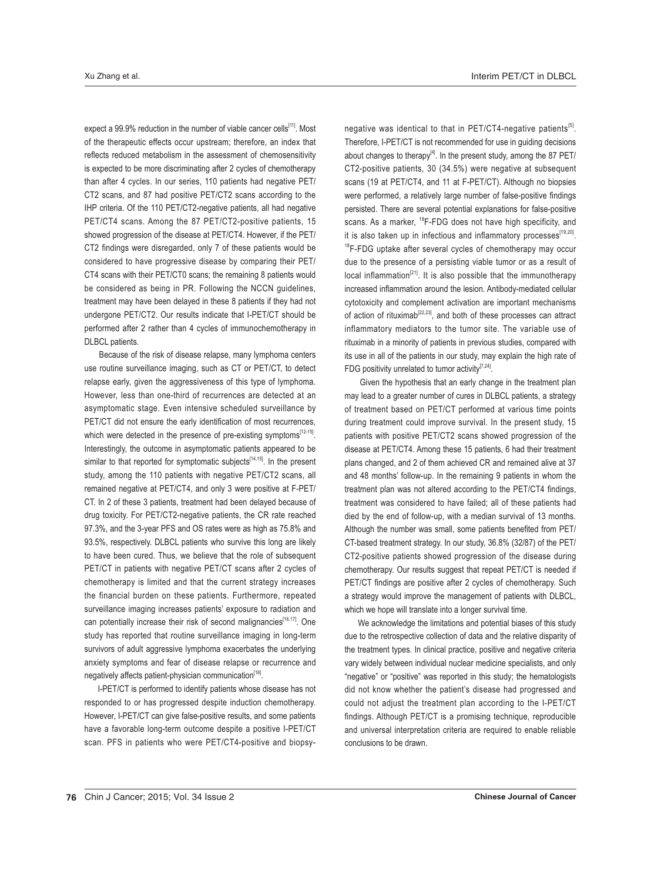expect a 99.9% reduction in the number of viable cancer cells[11]. Most of the therapeutic effects occur upstream; therefore, an index that reflects reduced metabolism in the assessment of chemosensitivity is expected to be more discriminating after 2 cycles of chemotherapy than after 4 cycles. In our series, 110 patients had negative PET/CT2 scans, and 87 had positive PET/CT2 scans according to the IHP criteria. Of the 110 PET/CT2-negative patients, all had negative PET/CT4 scans. Among the 87 PET/CT2-positive patients, 15 showed progression of the disease at PET/CT4. However, if the PET/CT2 findings were disregarded, only 7 of these patients would be considered to have progressive disease by comparing their PET/CT4 scans with their PET/CT0 scans; the remaining 8 patients would be considered as being in PR. Following the NCCN guidelines, treatment may have been delayed in these 8 patients if they had not undergone PET/CT2. Our results indicate that I-PET/CT should be performed after 2 rather than 4 cycles of immunochemotherapy in DLBCL patients.

Because of the risk of disease relapse, many lymphoma centers use routine surveillance imaging, such as CT or PET/CT, to detect relapse early, given the aggressiveness of this type of lymphoma. However, less than one-third of recurrences are detected at an asymptomatic stage. Even intensive scheduled surveillance by PET/CT did not ensure the early identification of most recurrences, which were detected in the presence of pre-existing symptoms[12-15]. Interestingly, the outcome in asymptomatic patients appeared to be similar to that reported for symptomatic subjects[14,15]. In the present study, among the 110 patients with negative PET/CT2 scans, all remained negative at PET/CT4, and only 3 were positive at F-PET/CT. In 2 of these 3 patients, treatment had been delayed because of drug toxicity. For PET/CT2-negative patients, the CR rate reached 97.3%, and the 3-year PFS and OS rates were as high as 75.8% and 93.5%, respectively. DLBCL patients who survive this long are likely to have been cured. Thus, we believe that the role of subsequent PET/CT in patients with negative PET/CT scans after 2 cycles of chemotherapy is limited and that the current strategy increases the financial burden on these patients. Furthermore, repeated surveillance imaging increases patients' exposure to radiation and can potentially increase their risk of second malignancies[16,17]. One study has reported that routine surveillance imaging in long-term survivors of adult aggressive lymphoma exacerbates the underlying anxiety symptoms and fear of disease relapse or recurrence and negatively affects patient-physician communication[18].

I-PET/CT is performed to identify patients whose disease has not responded to or has progressed despite induction chemotherapy. However, I-PET/CT can give false-positive results, and some patients have a favorable long-term outcome despite a positive I-PET/CT scan. PFS in patients who were PET/CT4-positive and biopsy-negative was identical to that in PET/CT4-negative patients[5]. Therefore, I-PET/CT is not recommended for use in guiding decisions about changes to therapy[4]. In the present study, among the 87 PET/CT2-positive patients, 30 (34.5%) were negative at subsequent scans (19 at PET/CT4, and 11 at F-PET/CT). Although no biopsies were performed, a relatively large number of false-positive findings persisted. There are several potential explanations for false-positive scans. As a marker, $^{18}$F-FDG does not have high specificity, and it is also taken up in infectious and inflammatory processes[19,20]. $^{18}$F-FDG uptake after several cycles of chemotherapy may occur due to the presence of a persisting viable tumor or as a result of local inflammation[21]. It is also possible that the immunotherapy increased inflammation around the lesion. Antibody-mediated cellular cytotoxicity and complement activation are important mechanisms of action of rituximab[22,23], and both of these processes can attract inflammatory mediators to the tumor site. The variable use of rituximab in a minority of patients in previous studies, compared with its use in all of the patients in our study, may explain the high rate of FDG positivity unrelated to tumor activity[7,24].

Given the hypothesis that an early change in the treatment plan may lead to a greater number of cures in DLBCL patients, a strategy of treatment based on PET/CT performed at various time points during treatment could improve survival. In the present study, 15 patients with positive PET/CT2 scans showed progression of the disease at PET/CT4. Among these 15 patients, 6 had their treatment plans changed, and 2 of them achieved CR and remained alive at 37 and 48 months' follow-up. In the remaining 9 patients in whom the treatment plan was not altered according to the PET/CT4 findings, treatment was considered to have failed; all of these patients had died by the end of follow-up, with a median survival of 13 months. Although the number was small, some patients benefited from PET/CT-based treatment strategy. In our study, 36.8% (32/87) of the PET/CT2-positive patients showed progression of the disease during chemotherapy. Our results suggest that repeat PET/CT is needed if PET/CT findings are positive after 2 cycles of chemotherapy. Such a strategy would improve the management of patients with DLBCL, which we hope will translate into a longer survival time.

We acknowledge the limitations and potential biases of this study due to the retrospective collection of data and the relative disparity of the treatment types. In clinical practice, positive and negative criteria vary widely between individual nuclear medicine specialists, and only "negative" or "positive" was reported in this study; the hematologists did not know whether the patient's disease had progressed and could not adjust the treatment plan according to the I-PET/CT findings. Although PET/CT is a promising technique, reproducible and universal interpretation criteria are required to enable reliable conclusions to be drawn.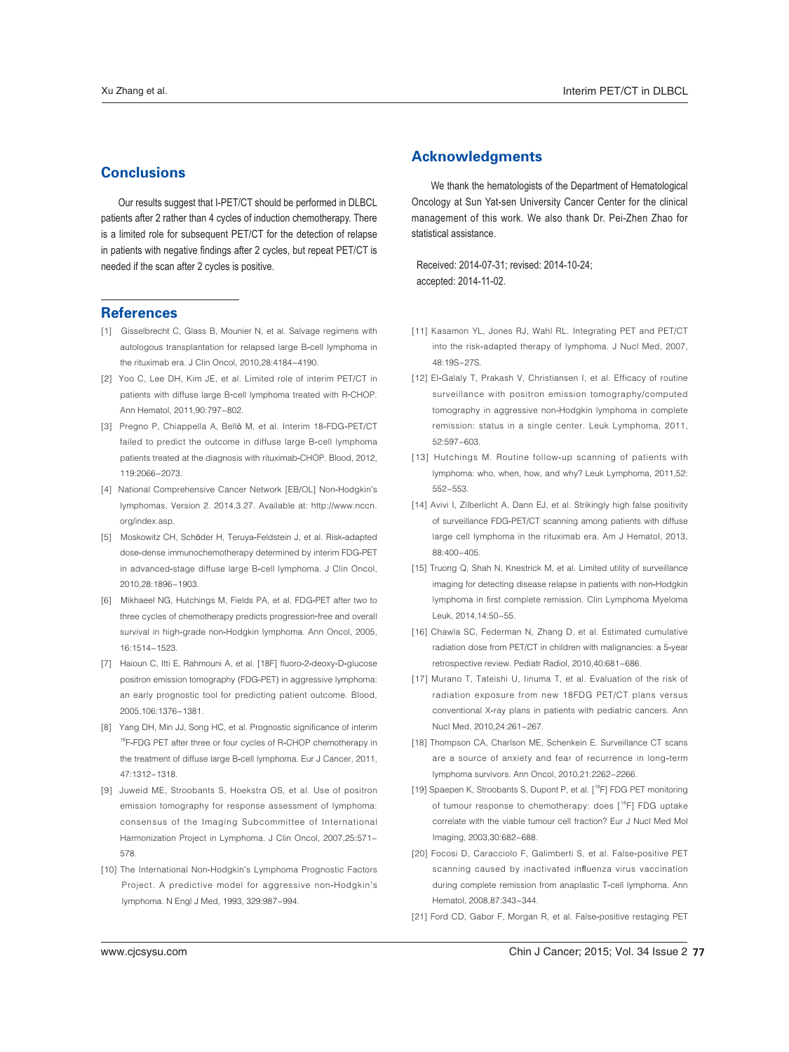## Conclusions

Our results suggest that I-PET/CT should be performed in DLBCL patients after 2 rather than 4 cycles of induction chemotherapy. There is a limited role for subsequent PET/CT for the detection of relapse in patients with negative findings after 2 cycles, but repeat PET/CT is needed if the scan after 2 cycles is positive.

## Acknowledgments

We thank the hematologists of the Department of Hematological Oncology at Sun Yat-sen University Cancer Center for the clinical management of this work. We also thank Dr. Pei-Zhen Zhao for statistical assistance.

Received: 2014-07-31; revised: 2014-10-24; accepted: 2014-11-02.

## References

[1] Gisselbrecht C, Glass B, Mounier N, et al. Salvage regimens with autologous transplantation for relapsed large B-cell lymphoma in the rituximab era. J Clin Oncol, 2010,28:4184–4190.

[2] Yoo C, Lee DH, Kim JE, et al. Limited role of interim PET/CT in patients with diffuse large B-cell lymphoma treated with R-CHOP. Ann Hematol, 2011,90:797–802.

[3] Pregno P, Chiappella A, Bellò M, et al. Interim 18-FDG-PET/CT failed to predict the outcome in diffuse large B-cell lymphoma patients treated at the diagnosis with rituximab-CHOP. Blood, 2012, 119:2066–2073.

[4] National Comprehensive Cancer Network [EB/OL] Non-Hodgkin's lymphomas, Version 2. 2014.3.27. Available at: http://www.nccn.org/index.asp.

[5] Moskowitz CH, Schöder H, Teruya-Feldstein J, et al. Risk-adapted dose-dense immunochemotherapy determined by interim FDG-PET in advanced-stage diffuse large B-cell lymphoma. J Clin Oncol, 2010,28:1896–1903.

[6] Mikhaeel NG, Hutchings M, Fields PA, et al. FDG-PET after two to three cycles of chemotherapy predicts progression-free and overall survival in high-grade non-Hodgkin lymphoma. Ann Oncol, 2005, 16:1514–1523.

[7] Haioun C, Itti E, Rahmouni A, et al. [18F] fluoro-2-deoxy-D-glucose positron emission tomography (FDG-PET) in aggressive lymphoma: an early prognostic tool for predicting patient outcome. Blood, 2005,106:1376–1381.

[8] Yang DH, Min JJ, Song HC, et al. Prognostic significance of interim $^{18}$F-FDG PET after three or four cycles of R-CHOP chemotherapy in the treatment of diffuse large B-cell lymphoma. Eur J Cancer, 2011, 47:1312–1318.

[9] Juweid ME, Stroobants S, Hoekstra OS, et al. Use of positron emission tomography for response assessment of lymphoma: consensus of the Imaging Subcommittee of International Harmonization Project in Lymphoma. J Clin Oncol, 2007,25:571–578.

[10] The International Non-Hodgkin's Lymphoma Prognostic Factors Project. A predictive model for aggressive non-Hodgkin's lymphoma. N Engl J Med, 1993, 329:987–994.

[11] Kasamon YL, Jones RJ, Wahl RL. Integrating PET and PET/CT into the risk-adapted therapy of lymphoma. J Nucl Med, 2007, 48:19S–27S.

[12] El-Galaly T, Prakash V, Christiansen I, et al. Efficacy of routine surveillance with positron emission tomography/computed tomography in aggressive non-Hodgkin lymphoma in complete remission: status in a single center. Leuk Lymphoma, 2011, 52:597–603.

[13] Hutchings M. Routine follow-up scanning of patients with lymphoma: who, when, how, and why? Leuk Lymphoma, 2011,52: 552–553.

[14] Avivi I, Zilberlicht A, Dann EJ, et al. Strikingly high false positivity of surveillance FDG-PET/CT scanning among patients with diffuse large cell lymphoma in the rituximab era. Am J Hematol, 2013, 88:400–405.

[15] Truong Q, Shah N, Knestrick M, et al. Limited utility of surveillance imaging for detecting disease relapse in patients with non-Hodgkin lymphoma in first complete remission. Clin Lymphoma Myeloma Leuk, 2014,14:50–55.

[16] Chawla SC, Federman N, Zhang D, et al. Estimated cumulative radiation dose from PET/CT in children with malignancies: a 5-year retrospective review. Pediatr Radiol, 2010,40:681–686.

[17] Murano T, Tateishi U, Iinuma T, et al. Evaluation of the risk of radiation exposure from new 18FDG PET/CT plans versus conventional X-ray plans in patients with pediatric cancers. Ann Nucl Med, 2010,24:261–267.

[18] Thompson CA, Charlson ME, Schenkein E. Surveillance CT scans are a source of anxiety and fear of recurrence in long-term lymphoma survivors. Ann Oncol, 2010,21:2262–2266.

[19] Spaepen K, Stroobants S, Dupont P, et al. [$^{18}$F] FDG PET monitoring of tumour response to chemotherapy: does [$^{18}$F] FDG uptake correlate with the viable tumour cell fraction? Eur J Nucl Med Mol Imaging, 2003,30:682–688.

[20] Focosi D, Caracciolo F, Galimberti S, et al. False-positive PET scanning caused by inactivated influenza virus vaccination during complete remission from anaplastic T-cell lymphoma. Ann Hematol, 2008,87:343–344.

[21] Ford CD, Gabor F, Morgan R, et al. False-positive restaging PET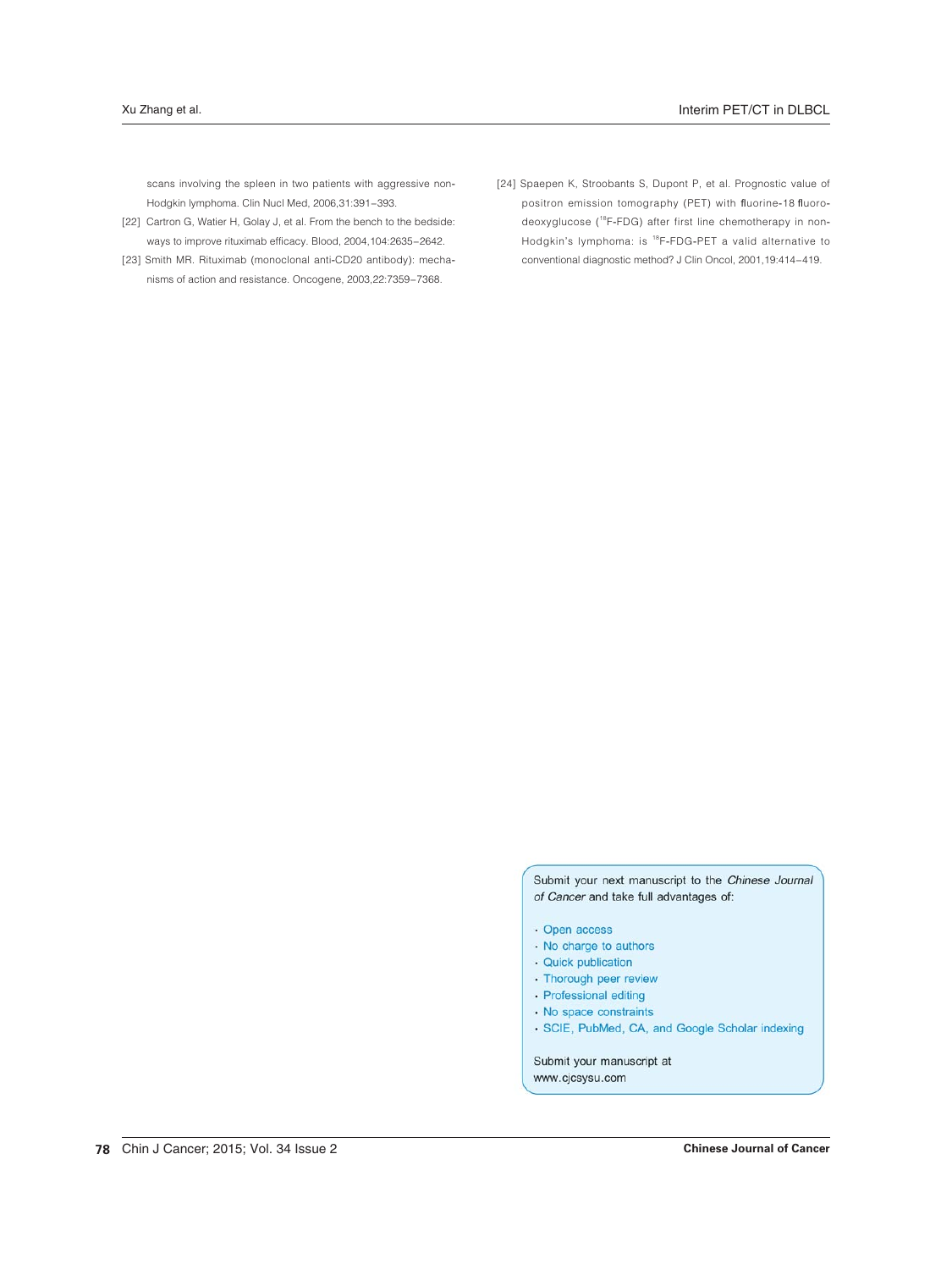scans involving the spleen in two patients with aggressive non-Hodgkin lymphoma. Clin Nucl Med, 2006,31:391–393.

[22] Cartron G, Watier H, Golay J, et al. From the bench to the bedside: ways to improve rituximab efficacy. Blood, 2004,104:2635–2642.

[23] Smith MR. Rituximab (monoclonal anti-CD20 antibody): mechanisms of action and resistance. Oncogene, 2003,22:7359–7368.

[24] Spaepen K, Stroobants S, Dupont P, et al. Prognostic value of positron emission tomography (PET) with fluorine-18 fluorodeoxyglucose ($^{18}$F-FDG) after first line chemotherapy in non-Hodgkin's lymphoma: is $^{18}$F-FDG-PET a valid alternative to conventional diagnostic method? J Clin Oncol, 2001,19:414–419.

Submit your next manuscript to the *Chinese Journal of Cancer* and take full advantages of:

- Open access
- No charge to authors
- Quick publication
- Thorough peer review
- Professional editing
- No space constraints
- SCIE, PubMed, CA, and Google Scholar indexing

Submit your manuscript at
www.cjcsysu.com